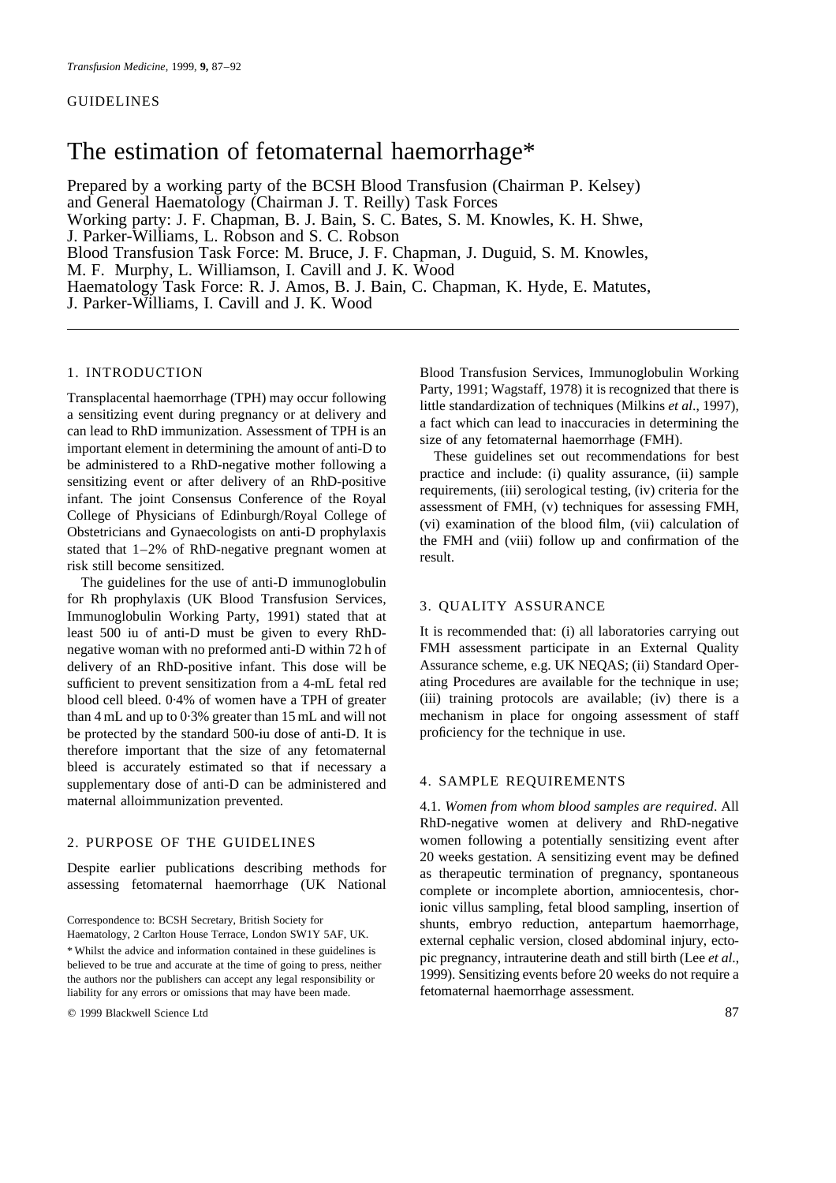GUIDELINES

# The estimation of fetomaternal haemorrhage*

Prepared by a working party of the BCSH Blood Transfusion (Chairman P. Kelsey) and General Haematology (Chairman J. T. Reilly) Task Forces
Working party: J. F. Chapman, B. J. Bain, S. C. Bates, S. M. Knowles, K. H. Shwe, J. Parker-Williams, L. Robson and S. C. Robson
Blood Transfusion Task Force: M. Bruce, J. F. Chapman, J. Duguid, S. M. Knowles, M. F. Murphy, L. Williamson, I. Cavill and J. K. Wood
Haematology Task Force: R. J. Amos, B. J. Bain, C. Chapman, K. Hyde, E. Matutes, J. Parker-Williams, I. Cavill and J. K. Wood

## 1. INTRODUCTION

Transplacental haemorrhage (TPH) may occur following a sensitizing event during pregnancy or at delivery and can lead to RhD immunization. Assessment of TPH is an important element in determining the amount of anti-D to be administered to a RhD-negative mother following a sensitizing event or after delivery of an RhD-positive infant. The joint Consensus Conference of the Royal College of Physicians of Edinburgh/Royal College of Obstetricians and Gynaecologists on anti-D prophylaxis stated that 1–2% of RhD-negative pregnant women at risk still become sensitized.

The guidelines for the use of anti-D immunoglobulin for Rh prophylaxis (UK Blood Transfusion Services, Immunoglobulin Working Party, 1991) stated that at least 500 iu of anti-D must be given to every RhD-negative woman with no preformed anti-D within 72 h of delivery of an RhD-positive infant. This dose will be sufficient to prevent sensitization from a 4-mL fetal red blood cell bleed. 0·4% of women have a TPH of greater than 4 mL and up to 0·3% greater than 15 mL and will not be protected by the standard 500-iu dose of anti-D. It is therefore important that the size of any fetomaternal bleed is accurately estimated so that if necessary a supplementary dose of anti-D can be administered and maternal alloimmunization prevented.

## 2. PURPOSE OF THE GUIDELINES

Despite earlier publications describing methods for assessing fetomaternal haemorrhage (UK National Blood Transfusion Services, Immunoglobulin Working Party, 1991; Wagstaff, 1978) it is recognized that there is little standardization of techniques (Milkins *et al*., 1997), a fact which can lead to inaccuracies in determining the size of any fetomaternal haemorrhage (FMH).

These guidelines set out recommendations for best practice and include: (i) quality assurance, (ii) sample requirements, (iii) serological testing, (iv) criteria for the assessment of FMH, (v) techniques for assessing FMH, (vi) examination of the blood film, (vii) calculation of the FMH and (viii) follow up and confirmation of the result.

## 3. QUALITY ASSURANCE

It is recommended that: (i) all laboratories carrying out FMH assessment participate in an External Quality Assurance scheme, e.g. UK NEQAS; (ii) Standard Operating Procedures are available for the technique in use; (iii) training protocols are available; (iv) there is a mechanism in place for ongoing assessment of staff proficiency for the technique in use.

## 4. SAMPLE REQUIREMENTS

4.1. *Women from whom blood samples are required*. All RhD-negative women at delivery and RhD-negative women following a potentially sensitizing event after 20 weeks gestation. A sensitizing event may be defined as therapeutic termination of pregnancy, spontaneous complete or incomplete abortion, amniocentesis, chorionic villus sampling, fetal blood sampling, insertion of shunts, embryo reduction, antepartum haemorrhage, external cephalic version, closed abdominal injury, ectopic pregnancy, intrauterine death and still birth (Lee *et al*., 1999). Sensitizing events before 20 weeks do not require a fetomaternal haemorrhage assessment.

Correspondence to: BCSH Secretary, British Society for Haematology, 2 Carlton House Terrace, London SW1Y 5AF, UK.

\* Whilst the advice and information contained in these guidelines is believed to be true and accurate at the time of going to press, neither the authors nor the publishers can accept any legal responsibility or liability for any errors or omissions that may have been made.

© 1999 Blackwell Science Ltd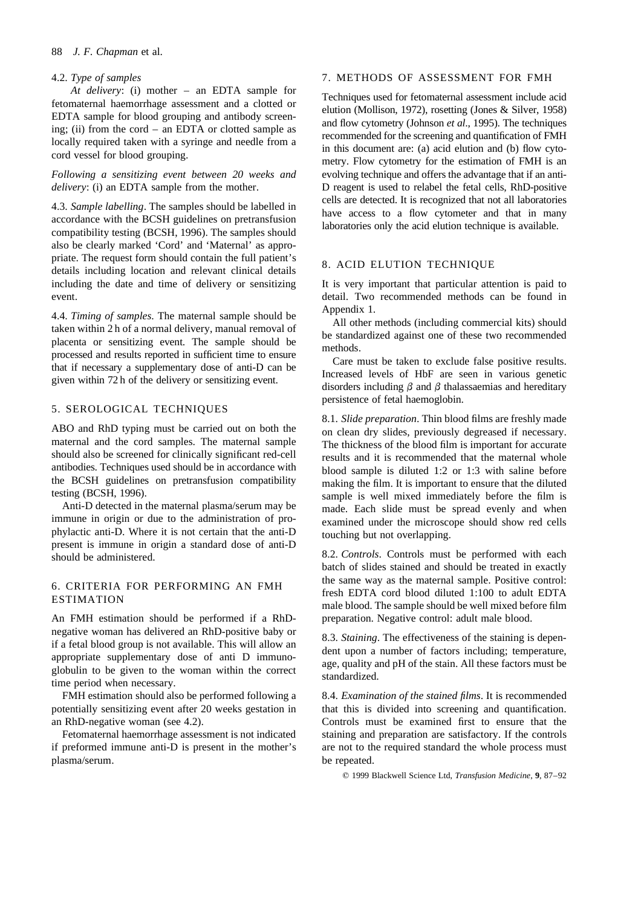4.2. *Type of samples*

*At delivery*: (i) mother – an EDTA sample for fetomaternal haemorrhage assessment and a clotted or EDTA sample for blood grouping and antibody screening; (ii) from the cord – an EDTA or clotted sample as locally required taken with a syringe and needle from a cord vessel for blood grouping.

*Following a sensitizing event between 20 weeks and delivery*: (i) an EDTA sample from the mother.

4.3. *Sample labelling*. The samples should be labelled in accordance with the BCSH guidelines on pretransfusion compatibility testing (BCSH, 1996). The samples should also be clearly marked 'Cord' and 'Maternal' as appropriate. The request form should contain the full patient's details including location and relevant clinical details including the date and time of delivery or sensitizing event.

4.4. *Timing of samples*. The maternal sample should be taken within 2 h of a normal delivery, manual removal of placenta or sensitizing event. The sample should be processed and results reported in sufficient time to ensure that if necessary a supplementary dose of anti-D can be given within 72 h of the delivery or sensitizing event.

## 5. SEROLOGICAL TECHNIQUES

ABO and RhD typing must be carried out on both the maternal and the cord samples. The maternal sample should also be screened for clinically significant red-cell antibodies. Techniques used should be in accordance with the BCSH guidelines on pretransfusion compatibility testing (BCSH, 1996).

Anti-D detected in the maternal plasma/serum may be immune in origin or due to the administration of prophylactic anti-D. Where it is not certain that the anti-D present is immune in origin a standard dose of anti-D should be administered.

## 6. CRITERIA FOR PERFORMING AN FMH ESTIMATION

An FMH estimation should be performed if a RhD-negative woman has delivered an RhD-positive baby or if a fetal blood group is not available. This will allow an appropriate supplementary dose of anti D immunoglobulin to be given to the woman within the correct time period when necessary.

FMH estimation should also be performed following a potentially sensitizing event after 20 weeks gestation in an RhD-negative woman (see 4.2).

Fetomaternal haemorrhage assessment is not indicated if preformed immune anti-D is present in the mother's plasma/serum.

## 7. METHODS OF ASSESSMENT FOR FMH

Techniques used for fetomaternal assessment include acid elution (Mollison, 1972), rosetting (Jones & Silver, 1958) and flow cytometry (Johnson *et al*., 1995). The techniques recommended for the screening and quantification of FMH in this document are: (a) acid elution and (b) flow cytometry. Flow cytometry for the estimation of FMH is an evolving technique and offers the advantage that if an anti-D reagent is used to relabel the fetal cells, RhD-positive cells are detected. It is recognized that not all laboratories have access to a flow cytometer and that in many laboratories only the acid elution technique is available.

## 8. ACID ELUTION TECHNIQUE

It is very important that particular attention is paid to detail. Two recommended methods can be found in Appendix 1.

All other methods (including commercial kits) should be standardized against one of these two recommended methods.

Care must be taken to exclude false positive results. Increased levels of HbF are seen in various genetic disorders including $\beta$ and $\beta$ thalassaemias and hereditary persistence of fetal haemoglobin.

8.1. *Slide preparation*. Thin blood films are freshly made on clean dry slides, previously degreased if necessary. The thickness of the blood film is important for accurate results and it is recommended that the maternal whole blood sample is diluted 1:2 or 1:3 with saline before making the film. It is important to ensure that the diluted sample is well mixed immediately before the film is made. Each slide must be spread evenly and when examined under the microscope should show red cells touching but not overlapping.

8.2. *Controls*. Controls must be performed with each batch of slides stained and should be treated in exactly the same way as the maternal sample. Positive control: fresh EDTA cord blood diluted 1:100 to adult EDTA male blood. The sample should be well mixed before film preparation. Negative control: adult male blood.

8.3. *Staining*. The effectiveness of the staining is dependent upon a number of factors including; temperature, age, quality and pH of the stain. All these factors must be standardized.

8.4. *Examination of the stained films*. It is recommended that this is divided into screening and quantification. Controls must be examined first to ensure that the staining and preparation are satisfactory. If the controls are not to the required standard the whole process must be repeated.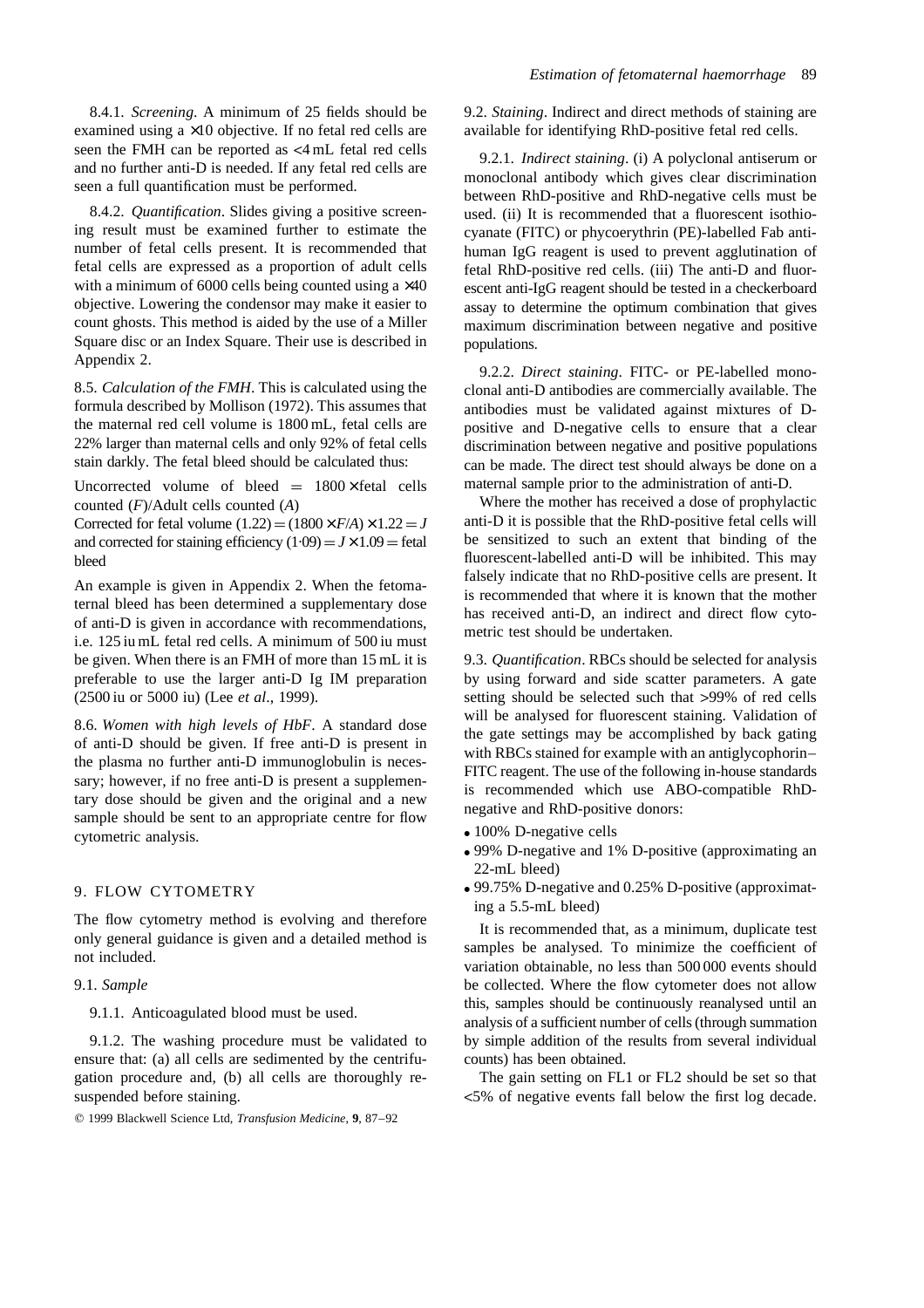8.4.1. *Screening*. A minimum of 25 fields should be examined using a ×10 objective. If no fetal red cells are seen the FMH can be reported as <4 mL fetal red cells and no further anti-D is needed. If any fetal red cells are seen a full quantification must be performed.

8.4.2. *Quantification*. Slides giving a positive screening result must be examined further to estimate the number of fetal cells present. It is recommended that fetal cells are expressed as a proportion of adult cells with a minimum of 6000 cells being counted using a ×40 objective. Lowering the condensor may make it easier to count ghosts. This method is aided by the use of a Miller Square disc or an Index Square. Their use is described in Appendix 2.

8.5. *Calculation of the FMH*. This is calculated using the formula described by Mollison (1972). This assumes that the maternal red cell volume is 1800 mL, fetal cells are 22% larger than maternal cells and only 92% of fetal cells stain darkly. The fetal bleed should be calculated thus:

Uncorrected volume of bleed = 1800 × fetal cells counted ($F$)/Adult cells counted ($A$)

Corrected for fetal volume (1.22) = $(1800 \times F/A) \times 1.22 = J$ and corrected for staining efficiency (1·09) = $J \times 1.09$ = fetal bleed

An example is given in Appendix 2. When the fetomaternal bleed has been determined a supplementary dose of anti-D is given in accordance with recommendations, i.e. 125 iu mL fetal red cells. A minimum of 500 iu must be given. When there is an FMH of more than 15 mL it is preferable to use the larger anti-D Ig IM preparation (2500 iu or 5000 iu) (Lee *et al*., 1999).

8.6. *Women with high levels of HbF*. A standard dose of anti-D should be given. If free anti-D is present in the plasma no further anti-D immunoglobulin is necessary; however, if no free anti-D is present a supplementary dose should be given and the original and a new sample should be sent to an appropriate centre for flow cytometric analysis.

## 9. FLOW CYTOMETRY

The flow cytometry method is evolving and therefore only general guidance is given and a detailed method is not included.

9.1. *Sample*

9.1.1. Anticoagulated blood must be used.

9.1.2. The washing procedure must be validated to ensure that: (a) all cells are sedimented by the centrifugation procedure and, (b) all cells are thoroughly resuspended before staining.

9.2. *Staining*. Indirect and direct methods of staining are available for identifying RhD-positive fetal red cells.

9.2.1. *Indirect staining*. (i) A polyclonal antiserum or monoclonal antibody which gives clear discrimination between RhD-positive and RhD-negative cells must be used. (ii) It is recommended that a fluorescent isothiocyanate (FITC) or phycoerythrin (PE)-labelled Fab anti-human IgG reagent is used to prevent agglutination of fetal RhD-positive red cells. (iii) The anti-D and fluorescent anti-IgG reagent should be tested in a checkerboard assay to determine the optimum combination that gives maximum discrimination between negative and positive populations.

9.2.2. *Direct staining*. FITC- or PE-labelled monoclonal anti-D antibodies are commercially available. The antibodies must be validated against mixtures of D-positive and D-negative cells to ensure that a clear discrimination between negative and positive populations can be made. The direct test should always be done on a maternal sample prior to the administration of anti-D.

Where the mother has received a dose of prophylactic anti-D it is possible that the RhD-positive fetal cells will be sensitized to such an extent that binding of the fluorescent-labelled anti-D will be inhibited. This may falsely indicate that no RhD-positive cells are present. It is recommended that where it is known that the mother has received anti-D, an indirect and direct flow cytometric test should be undertaken.

9.3. *Quantification*. RBCs should be selected for analysis by using forward and side scatter parameters. A gate setting should be selected such that >99% of red cells will be analysed for fluorescent staining. Validation of the gate settings may be accomplished by back gating with RBCs stained for example with an antiglycophorin–FITC reagent. The use of the following in-house standards is recommended which use ABO-compatible RhD-negative and RhD-positive donors:

- 100% D-negative cells
- 99% D-negative and 1% D-positive (approximating an 22-mL bleed)
- 99.75% D-negative and 0.25% D-positive (approximating a 5.5-mL bleed)

It is recommended that, as a minimum, duplicate test samples be analysed. To minimize the coefficient of variation obtainable, no less than 500 000 events should be collected. Where the flow cytometer does not allow this, samples should be continuously reanalysed until an analysis of a sufficient number of cells (through summation by simple addition of the results from several individual counts) has been obtained.

The gain setting on FL1 or FL2 should be set so that <5% of negative events fall below the first log decade.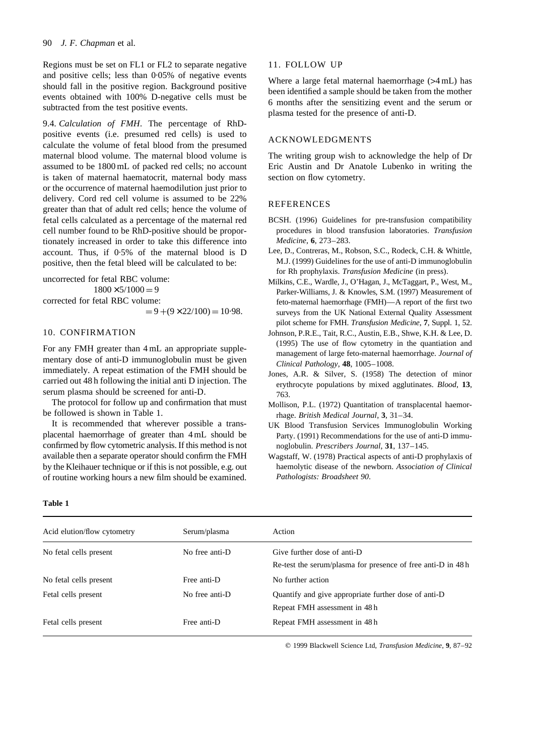Regions must be set on FL1 or FL2 to separate negative and positive cells; less than 0·05% of negative events should fall in the positive region. Background positive events obtained with 100% D-negative cells must be subtracted from the test positive events.

9.4. *Calculation of FMH*. The percentage of RhD-positive events (i.e. presumed red cells) is used to calculate the volume of fetal blood from the presumed maternal blood volume. The maternal blood volume is assumed to be 1800 mL of packed red cells; no account is taken of maternal haematocrit, maternal body mass or the occurrence of maternal haemodilution just prior to delivery. Cord red cell volume is assumed to be 22% greater than that of adult red cells; hence the volume of fetal cells calculated as a percentage of the maternal red cell number found to be RhD-positive should be proportionately increased in order to take this difference into account. Thus, if 0·5% of the maternal blood is D positive, then the fetal bleed will be calculated to be:

uncorrected for fetal RBC volume:

$$1800 \times 5/1000 = 9$$

corrected for fetal RBC volume:

$$= 9 + (9 \times 22/100) = 10{\cdot}98.$$

## 10. CONFIRMATION

For any FMH greater than 4 mL an appropriate supplementary dose of anti-D immunoglobulin must be given immediately. A repeat estimation of the FMH should be carried out 48 h following the initial anti D injection. The serum plasma should be screened for anti-D.

The protocol for follow up and confirmation that must be followed is shown in Table 1.

It is recommended that wherever possible a transplacental haemorrhage of greater than 4 mL should be confirmed by flow cytometric analysis. If this method is not available then a separate operator should confirm the FMH by the Kleihauer technique or if this is not possible, e.g. out of routine working hours a new film should be examined.

## 11. FOLLOW UP

Where a large fetal maternal haemorrhage (>4 mL) has been identified a sample should be taken from the mother 6 months after the sensitizing event and the serum or plasma tested for the presence of anti-D.

## ACKNOWLEDGMENTS

The writing group wish to acknowledge the help of Dr Eric Austin and Dr Anatole Lubenko in writing the section on flow cytometry.

## REFERENCES

BCSH. (1996) Guidelines for pre-transfusion compatibility procedures in blood transfusion laboratories. *Transfusion Medicine*, **6**, 273–283.

Lee, D., Contreras, M., Robson, S.C., Rodeck, C.H. & Whittle, M.J. (1999) Guidelines for the use of anti-D immunoglobulin for Rh prophylaxis. *Transfusion Medicine* (in press).

Milkins, C.E., Wardle, J., O'Hagan, J., McTaggart, P., West, M., Parker-Williams, J. & Knowles, S.M. (1997) Measurement of feto-maternal haemorrhage (FMH)—A report of the first two surveys from the UK National External Quality Assessment pilot scheme for FMH. *Transfusion Medicine*, **7**, Suppl. 1, 52.

Johnson, P.R.E., Tait, R.C., Austin, E.B., Shwe, K.H. & Lee, D. (1995) The use of flow cytometry in the quantiation and management of large feto-maternal haemorrhage. *Journal of Clinical Pathology*, **48**, 1005–1008.

Jones, A.R. & Silver, S. (1958) The detection of minor erythrocyte populations by mixed agglutinates. *Blood*, **13**, 763.

Mollison, P.L. (1972) Quantitation of transplacental haemorrhage. *British Medical Journal*, **3**, 31–34.

UK Blood Transfusion Services Immunoglobulin Working Party. (1991) Recommendations for the use of anti-D immunoglobulin. *Prescribers Journal*, **31**, 137–145.

Wagstaff, W. (1978) Practical aspects of anti-D prophylaxis of haemolytic disease of the newborn. *Association of Clinical Pathologists: Broadsheet 90*.

**Table 1**

| Acid elution/flow cytometry | Serum/plasma | Action |
| --- | --- | --- |
| No fetal cells present | No free anti-D | Give further dose of anti-D<br>Re-test the serum/plasma for presence of free anti-D in 48 h |
| No fetal cells present | Free anti-D | No further action |
| Fetal cells present | No free anti-D | Quantify and give appropriate further dose of anti-D<br>Repeat FMH assessment in 48 h |
| Fetal cells present | Free anti-D | Repeat FMH assessment in 48 h |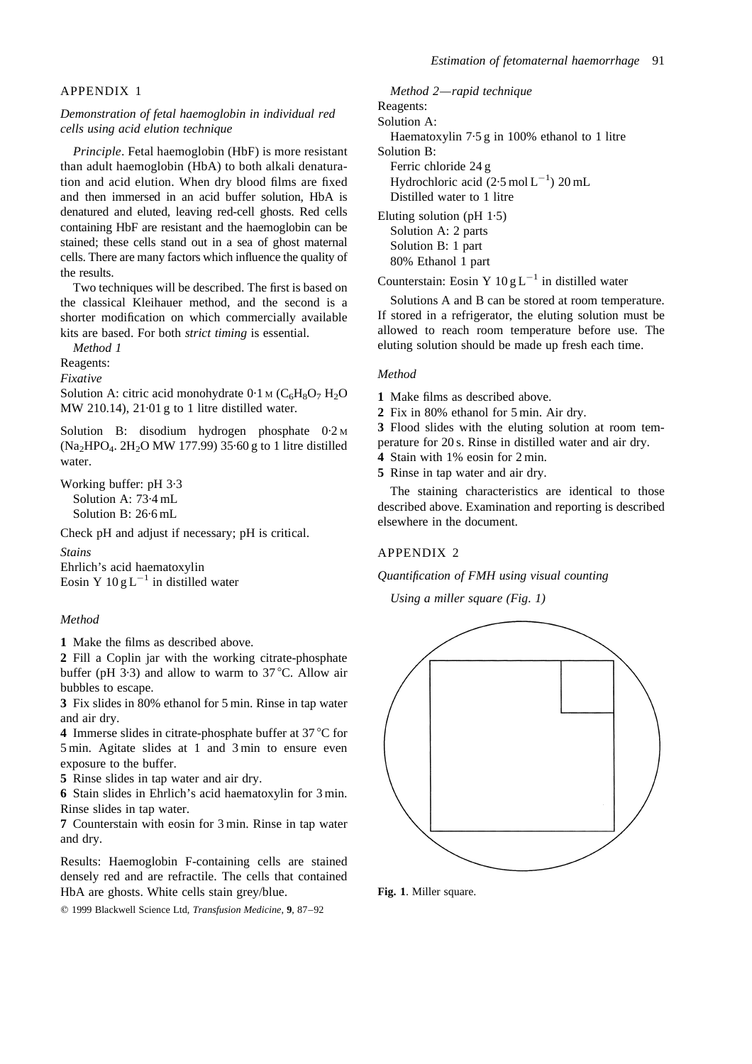## APPENDIX 1

### *Demonstration of fetal haemoglobin in individual red cells using acid elution technique*

*Principle*. Fetal haemoglobin (HbF) is more resistant than adult haemoglobin (HbA) to both alkali denaturation and acid elution. When dry blood films are fixed and then immersed in an acid buffer solution, HbA is denatured and eluted, leaving red-cell ghosts. Red cells containing HbF are resistant and the haemoglobin can be stained; these cells stand out in a sea of ghost maternal cells. There are many factors which influence the quality of the results.

Two techniques will be described. The first is based on the classical Kleihauer method, and the second is a shorter modification on which commercially available kits are based. For both *strict timing* is essential.

*Method 1*

Reagents:

*Fixative*

Solution A: citric acid monohydrate 0·1 M ($C_6H_8O_7$ $H_2O$ MW 210.14), 21·01 g to 1 litre distilled water.

Solution B: disodium hydrogen phosphate 0·2 M ($Na_2HPO_4$. $2H_2O$ MW 177.99) 35·60 g to 1 litre distilled water.

Working buffer: pH 3·3
Solution A: 73·4 mL
Solution B: 26·6 mL

Check pH and adjust if necessary; pH is critical.

*Stains*

Ehrlich's acid haematoxylin
Eosin Y 10 g $L^{-1}$ in distilled water

*Method*

**1** Make the films as described above.

**2** Fill a Coplin jar with the working citrate-phosphate buffer (pH 3·3) and allow to warm to 37 °C. Allow air bubbles to escape.

**3** Fix slides in 80% ethanol for 5 min. Rinse in tap water and air dry.

**4** Immerse slides in citrate-phosphate buffer at 37 °C for 5 min. Agitate slides at 1 and 3 min to ensure even exposure to the buffer.

**5** Rinse slides in tap water and air dry.

**6** Stain slides in Ehrlich's acid haematoxylin for 3 min. Rinse slides in tap water.

**7** Counterstain with eosin for 3 min. Rinse in tap water and dry.

Results: Haemoglobin F-containing cells are stained densely red and are refractile. The cells that contained HbA are ghosts. White cells stain grey/blue.

*Method 2—rapid technique*

Reagents:

Solution A:
Haematoxylin 7·5 g in 100% ethanol to 1 litre

Solution B:
Ferric chloride 24 g
Hydrochloric acid (2·5 mol $L^{-1}$) 20 mL
Distilled water to 1 litre

Eluting solution (pH 1·5)
Solution A: 2 parts
Solution B: 1 part
80% Ethanol 1 part

Counterstain: Eosin Y 10 g $L^{-1}$ in distilled water

Solutions A and B can be stored at room temperature. If stored in a refrigerator, the eluting solution must be allowed to reach room temperature before use. The eluting solution should be made up fresh each time.

*Method*

**1** Make films as described above.

**2** Fix in 80% ethanol for 5 min. Air dry.

**3** Flood slides with the eluting solution at room temperature for 20 s. Rinse in distilled water and air dry.

**4** Stain with 1% eosin for 2 min.

**5** Rinse in tap water and air dry.

The staining characteristics are identical to those described above. Examination and reporting is described elsewhere in the document.

## APPENDIX 2

### *Quantification of FMH using visual counting*

*Using a miller square (Fig. 1)*

**Fig. 1**. Miller square.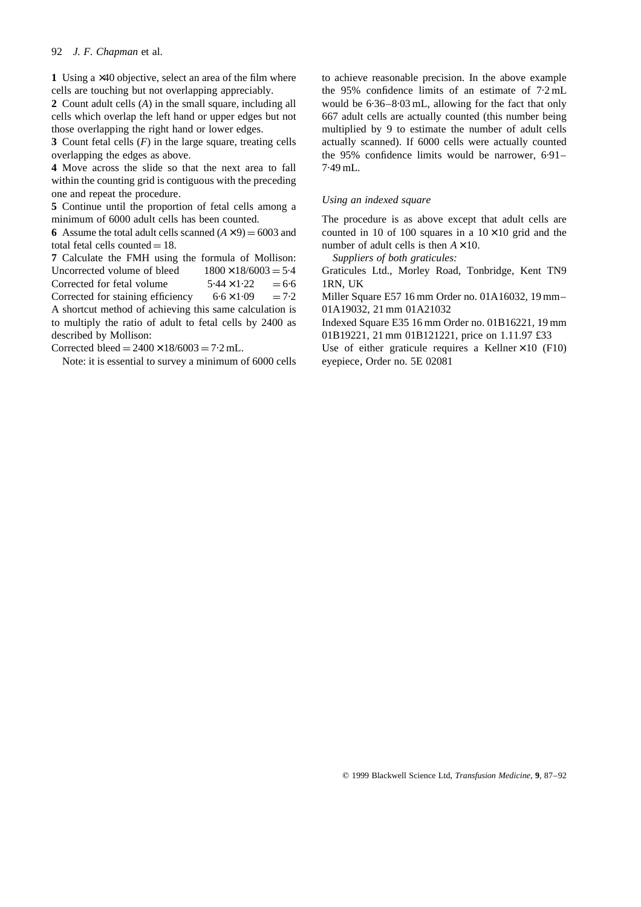**1** Using a ×40 objective, select an area of the film where cells are touching but not overlapping appreciably.

**2** Count adult cells ($A$) in the small square, including all cells which overlap the left hand or upper edges but not those overlapping the right hand or lower edges.

**3** Count fetal cells ($F$) in the large square, treating cells overlapping the edges as above.

**4** Move across the slide so that the next area to fall within the counting grid is contiguous with the preceding one and repeat the procedure.

**5** Continue until the proportion of fetal cells among a minimum of 6000 adult cells has been counted.

**6** Assume the total adult cells scanned ($A \times 9$) = 6003 and total fetal cells counted = 18.

**7** Calculate the FMH using the formula of Mollison:

| | |
|---|---|
| Uncorrected volume of bleed | $1800 \times 18/6003 = 5{\cdot}4$ |
| Corrected for fetal volume | $5{\cdot}44 \times 1{\cdot}22 = 6{\cdot}6$ |
| Corrected for staining efficiency | $6{\cdot}6 \times 1{\cdot}09 = 7{\cdot}2$ |

A shortcut method of achieving this same calculation is to multiply the ratio of adult to fetal cells by 2400 as described by Mollison:

Corrected bleed = $2400 \times 18/6003 = 7{\cdot}2$ mL.

Note: it is essential to survey a minimum of 6000 cells to achieve reasonable precision. In the above example the 95% confidence limits of an estimate of 7·2 mL would be 6·36–8·03 mL, allowing for the fact that only 667 adult cells are actually counted (this number being multiplied by 9 to estimate the number of adult cells actually scanned). If 6000 cells were actually counted the 95% confidence limits would be narrower, 6·91–7·49 mL.

*Using an indexed square*

The procedure is as above except that adult cells are counted in 10 of 100 squares in a 10 × 10 grid and the number of adult cells is then $A \times 10$.

*Suppliers of both graticules:*

Graticules Ltd., Morley Road, Tonbridge, Kent TN9 1RN, UK

Miller Square E57 16 mm Order no. 01A16032, 19 mm–01A19032, 21 mm 01A21032

Indexed Square E35 16 mm Order no. 01B16221, 19 mm 01B19221, 21 mm 01B121221, price on 1.11.97 £33

Use of either graticule requires a Kellner ×10 (F10) eyepiece, Order no. 5E 02081